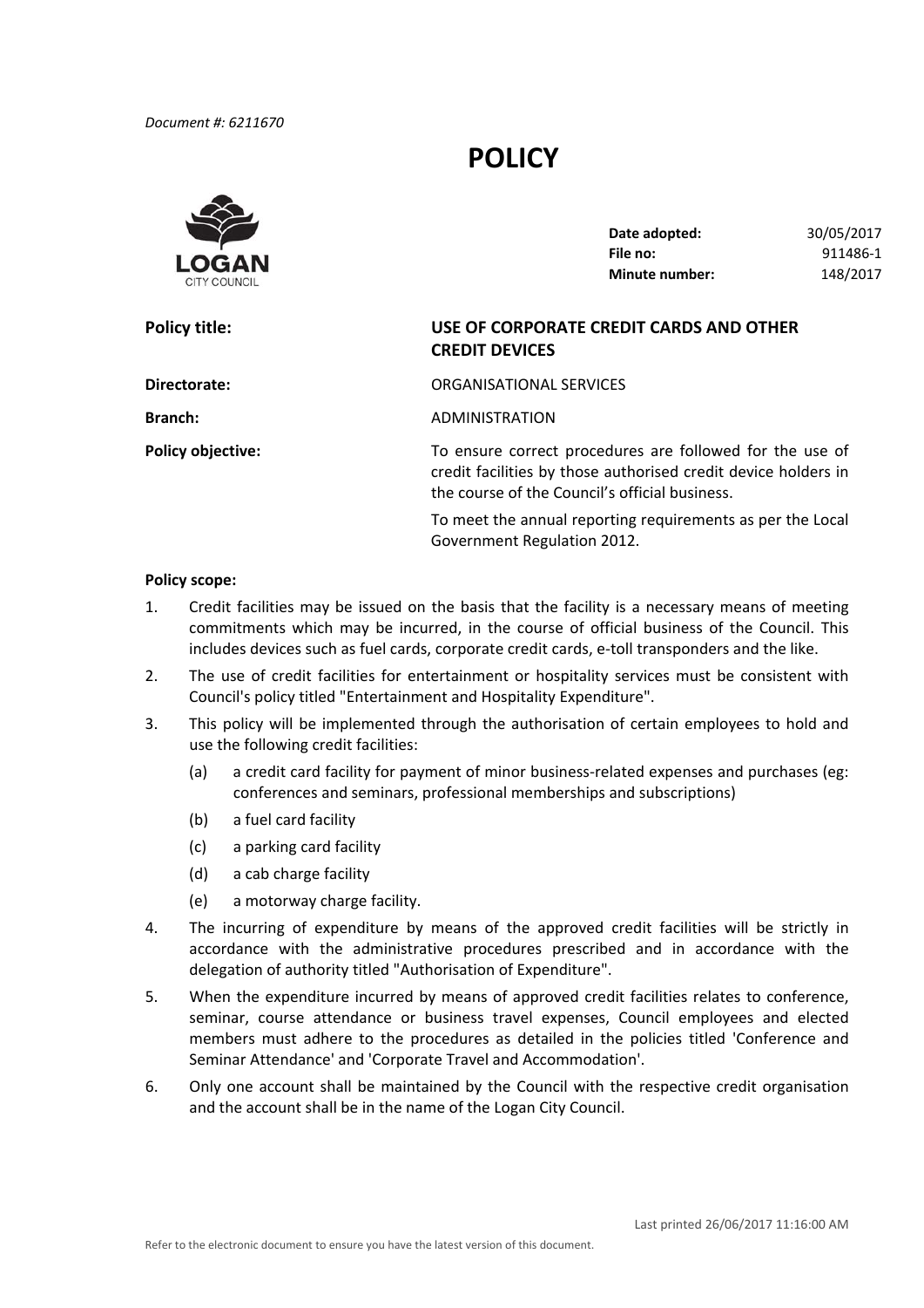*Document #: 6211670*

# POLICY

| | |
|---|---|
| **Date adopted:** | 30/05/2017 |
| **File no:** | 911486-1 |
| **Minute number:** | 148/2017 |

**Policy title:** **USE OF CORPORATE CREDIT CARDS AND OTHER CREDIT DEVICES**

**Directorate:** ORGANISATIONAL SERVICES

**Branch:** ADMINISTRATION

**Policy objective:** To ensure correct procedures are followed for the use of credit facilities by those authorised credit device holders in the course of the Council's official business.

To meet the annual reporting requirements as per the Local Government Regulation 2012.

**Policy scope:**

1. Credit facilities may be issued on the basis that the facility is a necessary means of meeting commitments which may be incurred, in the course of official business of the Council. This includes devices such as fuel cards, corporate credit cards, e-toll transponders and the like.
2. The use of credit facilities for entertainment or hospitality services must be consistent with Council's policy titled "Entertainment and Hospitality Expenditure".
3. This policy will be implemented through the authorisation of certain employees to hold and use the following credit facilities:
   (a) a credit card facility for payment of minor business-related expenses and purchases (eg: conferences and seminars, professional memberships and subscriptions)
   (b) a fuel card facility
   (c) a parking card facility
   (d) a cab charge facility
   (e) a motorway charge facility.
4. The incurring of expenditure by means of the approved credit facilities will be strictly in accordance with the administrative procedures prescribed and in accordance with the delegation of authority titled "Authorisation of Expenditure".
5. When the expenditure incurred by means of approved credit facilities relates to conference, seminar, course attendance or business travel expenses, Council employees and elected members must adhere to the procedures as detailed in the policies titled 'Conference and Seminar Attendance' and 'Corporate Travel and Accommodation'.
6. Only one account shall be maintained by the Council with the respective credit organisation and the account shall be in the name of the Logan City Council.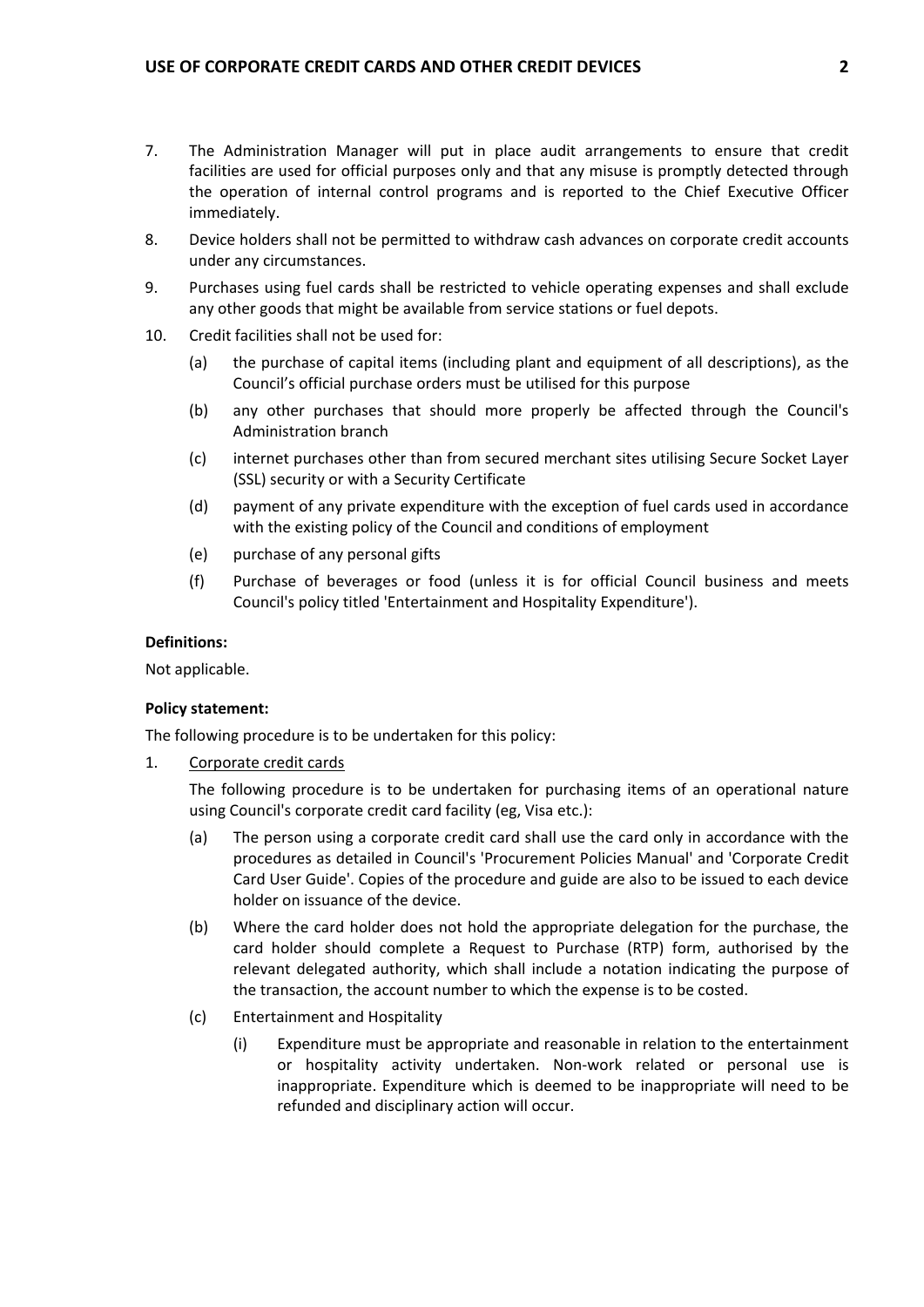7. The Administration Manager will put in place audit arrangements to ensure that credit facilities are used for official purposes only and that any misuse is promptly detected through the operation of internal control programs and is reported to the Chief Executive Officer immediately.
8. Device holders shall not be permitted to withdraw cash advances on corporate credit accounts under any circumstances.
9. Purchases using fuel cards shall be restricted to vehicle operating expenses and shall exclude any other goods that might be available from service stations or fuel depots.
10. Credit facilities shall not be used for:
    - (a) the purchase of capital items (including plant and equipment of all descriptions), as the Council's official purchase orders must be utilised for this purpose
    - (b) any other purchases that should more properly be affected through the Council's Administration branch
    - (c) internet purchases other than from secured merchant sites utilising Secure Socket Layer (SSL) security or with a Security Certificate
    - (d) payment of any private expenditure with the exception of fuel cards used in accordance with the existing policy of the Council and conditions of employment
    - (e) purchase of any personal gifts
    - (f) Purchase of beverages or food (unless it is for official Council business and meets Council's policy titled 'Entertainment and Hospitality Expenditure').

**Definitions:**

Not applicable.

**Policy statement:**

The following procedure is to be undertaken for this policy:

1. Corporate credit cards

   The following procedure is to be undertaken for purchasing items of an operational nature using Council's corporate credit card facility (eg, Visa etc.):

   - (a) The person using a corporate credit card shall use the card only in accordance with the procedures as detailed in Council's 'Procurement Policies Manual' and 'Corporate Credit Card User Guide'. Copies of the procedure and guide are also to be issued to each device holder on issuance of the device.
   - (b) Where the card holder does not hold the appropriate delegation for the purchase, the card holder should complete a Request to Purchase (RTP) form, authorised by the relevant delegated authority, which shall include a notation indicating the purpose of the transaction, the account number to which the expense is to be costed.
   - (c) Entertainment and Hospitality
     - (i) Expenditure must be appropriate and reasonable in relation to the entertainment or hospitality activity undertaken. Non-work related or personal use is inappropriate. Expenditure which is deemed to be inappropriate will need to be refunded and disciplinary action will occur.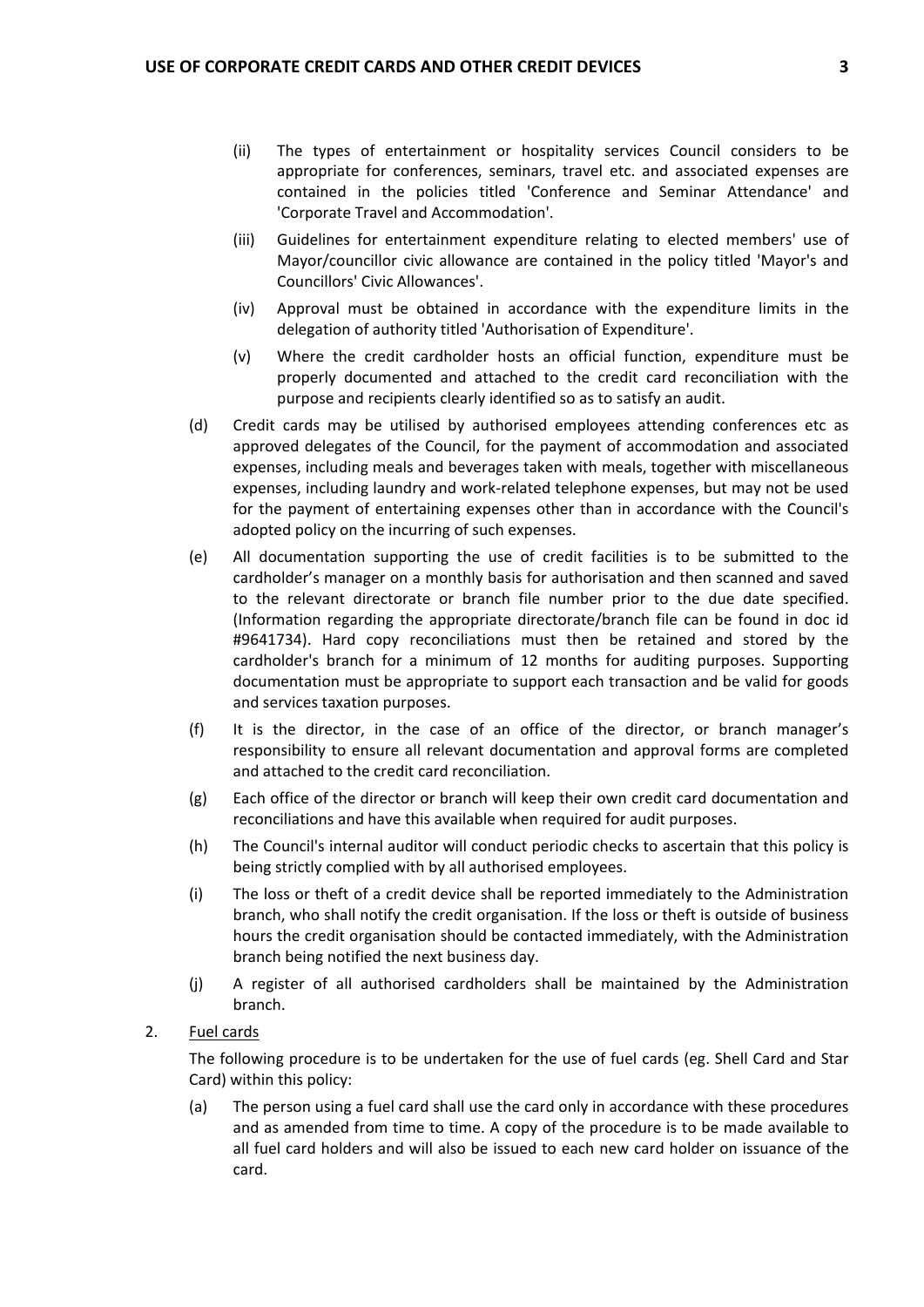(ii) The types of entertainment or hospitality services Council considers to be appropriate for conferences, seminars, travel etc. and associated expenses are contained in the policies titled 'Conference and Seminar Attendance' and 'Corporate Travel and Accommodation'.

(iii) Guidelines for entertainment expenditure relating to elected members' use of Mayor/councillor civic allowance are contained in the policy titled 'Mayor's and Councillors' Civic Allowances'.

(iv) Approval must be obtained in accordance with the expenditure limits in the delegation of authority titled 'Authorisation of Expenditure'.

(v) Where the credit cardholder hosts an official function, expenditure must be properly documented and attached to the credit card reconciliation with the purpose and recipients clearly identified so as to satisfy an audit.

(d) Credit cards may be utilised by authorised employees attending conferences etc as approved delegates of the Council, for the payment of accommodation and associated expenses, including meals and beverages taken with meals, together with miscellaneous expenses, including laundry and work-related telephone expenses, but may not be used for the payment of entertaining expenses other than in accordance with the Council's adopted policy on the incurring of such expenses.

(e) All documentation supporting the use of credit facilities is to be submitted to the cardholder's manager on a monthly basis for authorisation and then scanned and saved to the relevant directorate or branch file number prior to the due date specified. (Information regarding the appropriate directorate/branch file can be found in doc id #9641734). Hard copy reconciliations must then be retained and stored by the cardholder's branch for a minimum of 12 months for auditing purposes. Supporting documentation must be appropriate to support each transaction and be valid for goods and services taxation purposes.

(f) It is the director, in the case of an office of the director, or branch manager's responsibility to ensure all relevant documentation and approval forms are completed and attached to the credit card reconciliation.

(g) Each office of the director or branch will keep their own credit card documentation and reconciliations and have this available when required for audit purposes.

(h) The Council's internal auditor will conduct periodic checks to ascertain that this policy is being strictly complied with by all authorised employees.

(i) The loss or theft of a credit device shall be reported immediately to the Administration branch, who shall notify the credit organisation. If the loss or theft is outside of business hours the credit organisation should be contacted immediately, with the Administration branch being notified the next business day.

(j) A register of all authorised cardholders shall be maintained by the Administration branch.

2. <u>Fuel cards</u>

The following procedure is to be undertaken for the use of fuel cards (eg. Shell Card and Star Card) within this policy:

(a) The person using a fuel card shall use the card only in accordance with these procedures and as amended from time to time. A copy of the procedure is to be made available to all fuel card holders and will also be issued to each new card holder on issuance of the card.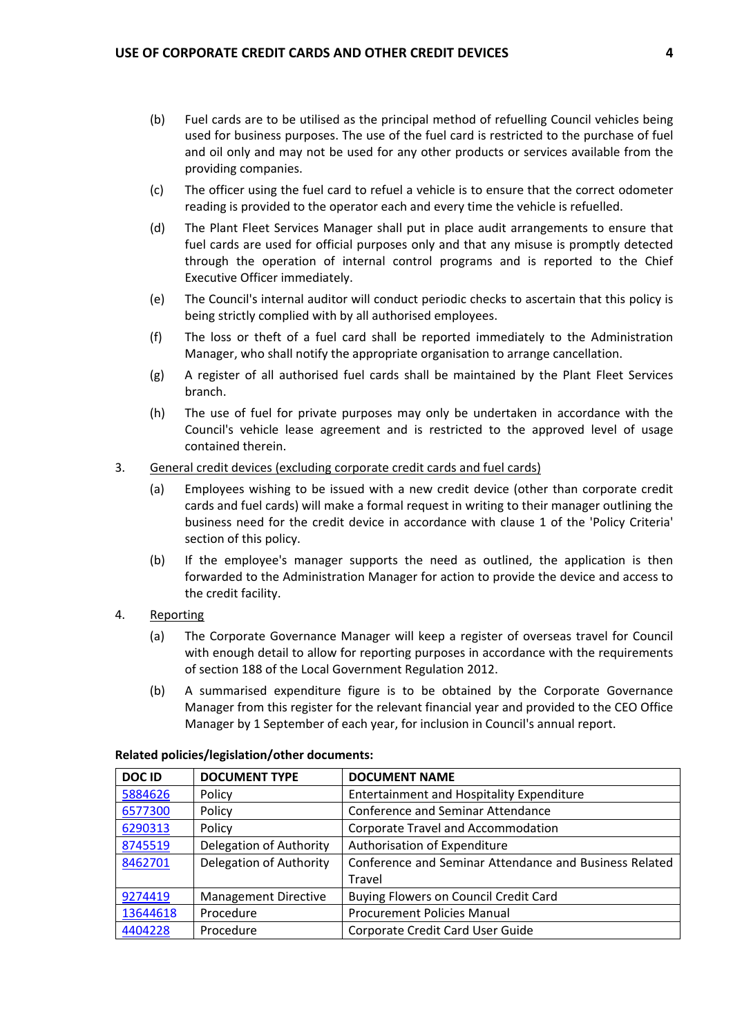(b) Fuel cards are to be utilised as the principal method of refuelling Council vehicles being used for business purposes. The use of the fuel card is restricted to the purchase of fuel and oil only and may not be used for any other products or services available from the providing companies.

(c) The officer using the fuel card to refuel a vehicle is to ensure that the correct odometer reading is provided to the operator each and every time the vehicle is refuelled.

(d) The Plant Fleet Services Manager shall put in place audit arrangements to ensure that fuel cards are used for official purposes only and that any misuse is promptly detected through the operation of internal control programs and is reported to the Chief Executive Officer immediately.

(e) The Council's internal auditor will conduct periodic checks to ascertain that this policy is being strictly complied with by all authorised employees.

(f) The loss or theft of a fuel card shall be reported immediately to the Administration Manager, who shall notify the appropriate organisation to arrange cancellation.

(g) A register of all authorised fuel cards shall be maintained by the Plant Fleet Services branch.

(h) The use of fuel for private purposes may only be undertaken in accordance with the Council's vehicle lease agreement and is restricted to the approved level of usage contained therein.

3. General credit devices (excluding corporate credit cards and fuel cards)

(a) Employees wishing to be issued with a new credit device (other than corporate credit cards and fuel cards) will make a formal request in writing to their manager outlining the business need for the credit device in accordance with clause 1 of the 'Policy Criteria' section of this policy.

(b) If the employee's manager supports the need as outlined, the application is then forwarded to the Administration Manager for action to provide the device and access to the credit facility.

4. Reporting

(a) The Corporate Governance Manager will keep a register of overseas travel for Council with enough detail to allow for reporting purposes in accordance with the requirements of section 188 of the Local Government Regulation 2012.

(b) A summarised expenditure figure is to be obtained by the Corporate Governance Manager from this register for the relevant financial year and provided to the CEO Office Manager by 1 September of each year, for inclusion in Council's annual report.

**Related policies/legislation/other documents:**

| DOC ID | DOCUMENT TYPE | DOCUMENT NAME |
|---|---|---|
| 5884626 | Policy | Entertainment and Hospitality Expenditure |
| 6577300 | Policy | Conference and Seminar Attendance |
| 6290313 | Policy | Corporate Travel and Accommodation |
| 8745519 | Delegation of Authority | Authorisation of Expenditure |
| 8462701 | Delegation of Authority | Conference and Seminar Attendance and Business Related Travel |
| 9274419 | Management Directive | Buying Flowers on Council Credit Card |
| 13644618 | Procedure | Procurement Policies Manual |
| 4404228 | Procedure | Corporate Credit Card User Guide |